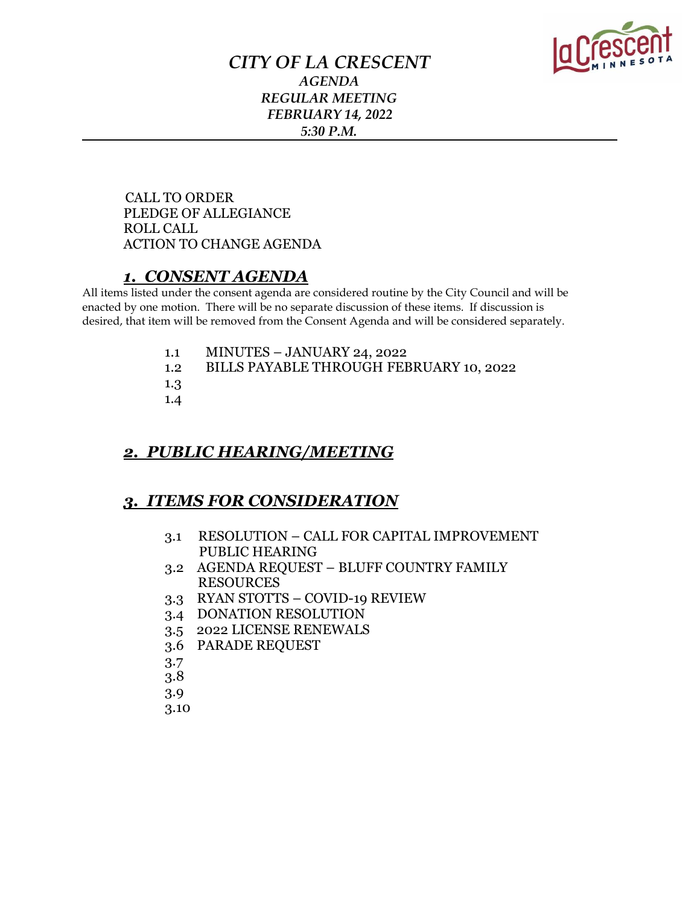# *CITY OF LA CRESCENT*

### *AGENDA*
### *REGULAR MEETING*
### *FEBRUARY 14, 2022*
### *5:30 P.M.*

---

CALL TO ORDER
PLEDGE OF ALLEGIANCE
ROLL CALL
ACTION TO CHANGE AGENDA

## ***1. CONSENT AGENDA***

All items listed under the consent agenda are considered routine by the City Council and will be enacted by one motion. There will be no separate discussion of these items. If discussion is desired, that item will be removed from the Consent Agenda and will be considered separately.

1.1 MINUTES – JANUARY 24, 2022
1.2 BILLS PAYABLE THROUGH FEBRUARY 10, 2022
1.3
1.4

## ***2. PUBLIC HEARING/MEETING***

## ***3. ITEMS FOR CONSIDERATION***

3.1 RESOLUTION – CALL FOR CAPITAL IMPROVEMENT PUBLIC HEARING
3.2 AGENDA REQUEST – BLUFF COUNTRY FAMILY RESOURCES
3.3 RYAN STOTTS – COVID-19 REVIEW
3.4 DONATION RESOLUTION
3.5 2022 LICENSE RENEWALS
3.6 PARADE REQUEST
3.7
3.8
3.9
3.10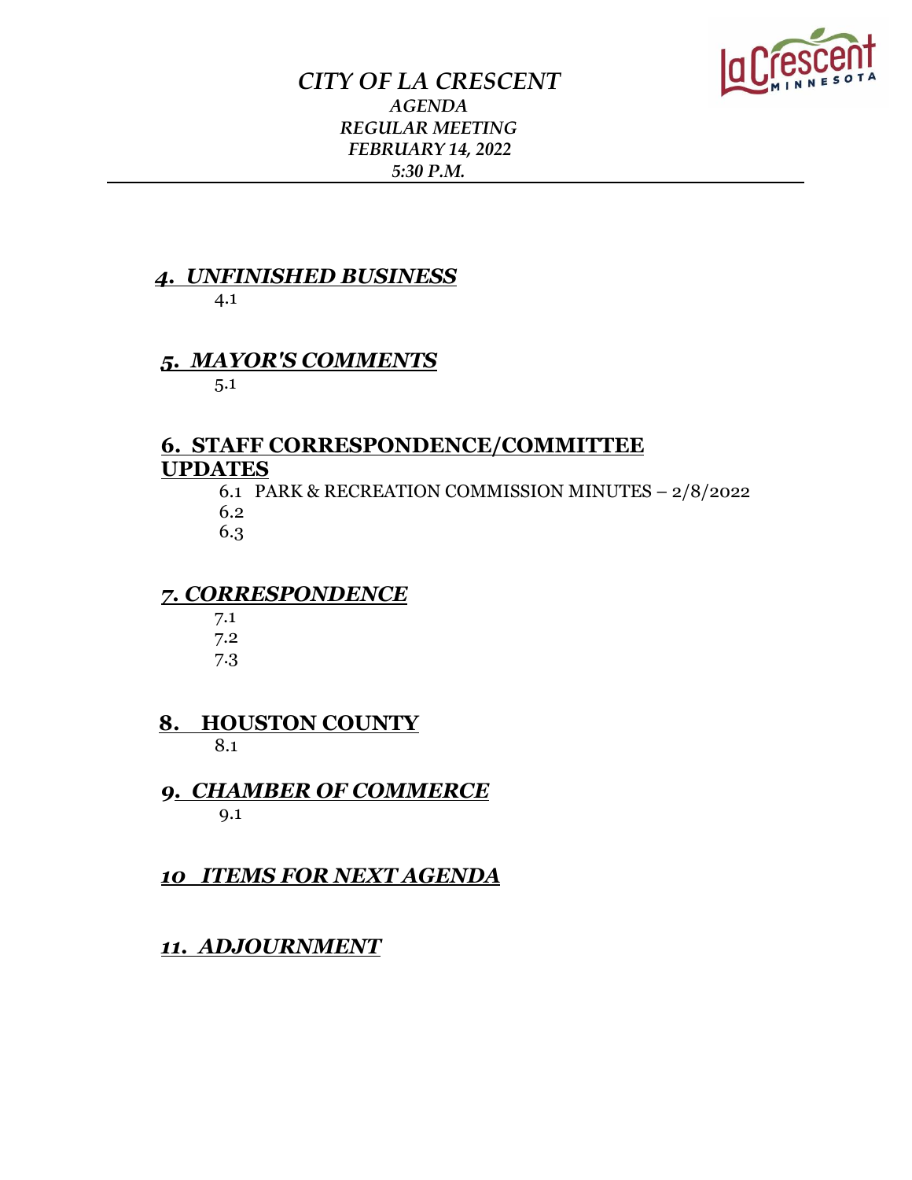*CITY OF LA CRESCENT*
*AGENDA*
*REGULAR MEETING*
*FEBRUARY 14, 2022*
*5:30 P.M.*

---

## ***4. UNFINISHED BUSINESS***

4.1

## ***5. MAYOR'S COMMENTS***

5.1

## **6. STAFF CORRESPONDENCE/COMMITTEE UPDATES**

6.1 PARK & RECREATION COMMISSION MINUTES – 2/8/2022
6.2
6.3

## ***7. CORRESPONDENCE***

7.1
7.2
7.3

## **8. HOUSTON COUNTY**

8.1

## ***9. CHAMBER OF COMMERCE***

9.1

## ***10 ITEMS FOR NEXT AGENDA***

## ***11. ADJOURNMENT***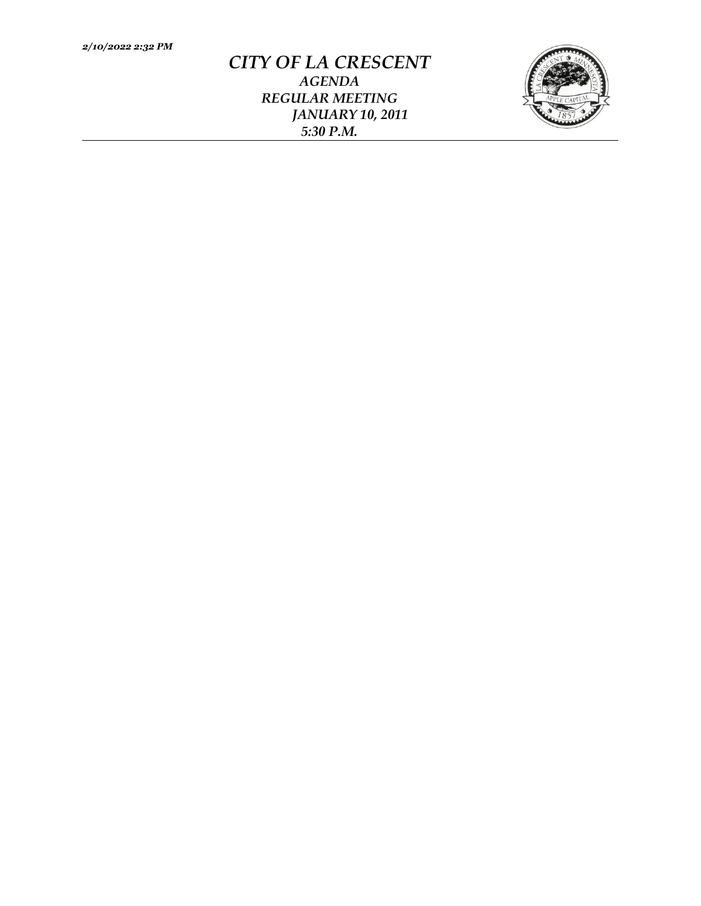# CITY OF LA CRESCENT

*AGENDA*

*REGULAR MEETING*

*JANUARY 10, 2011*

*5:30 P.M.*